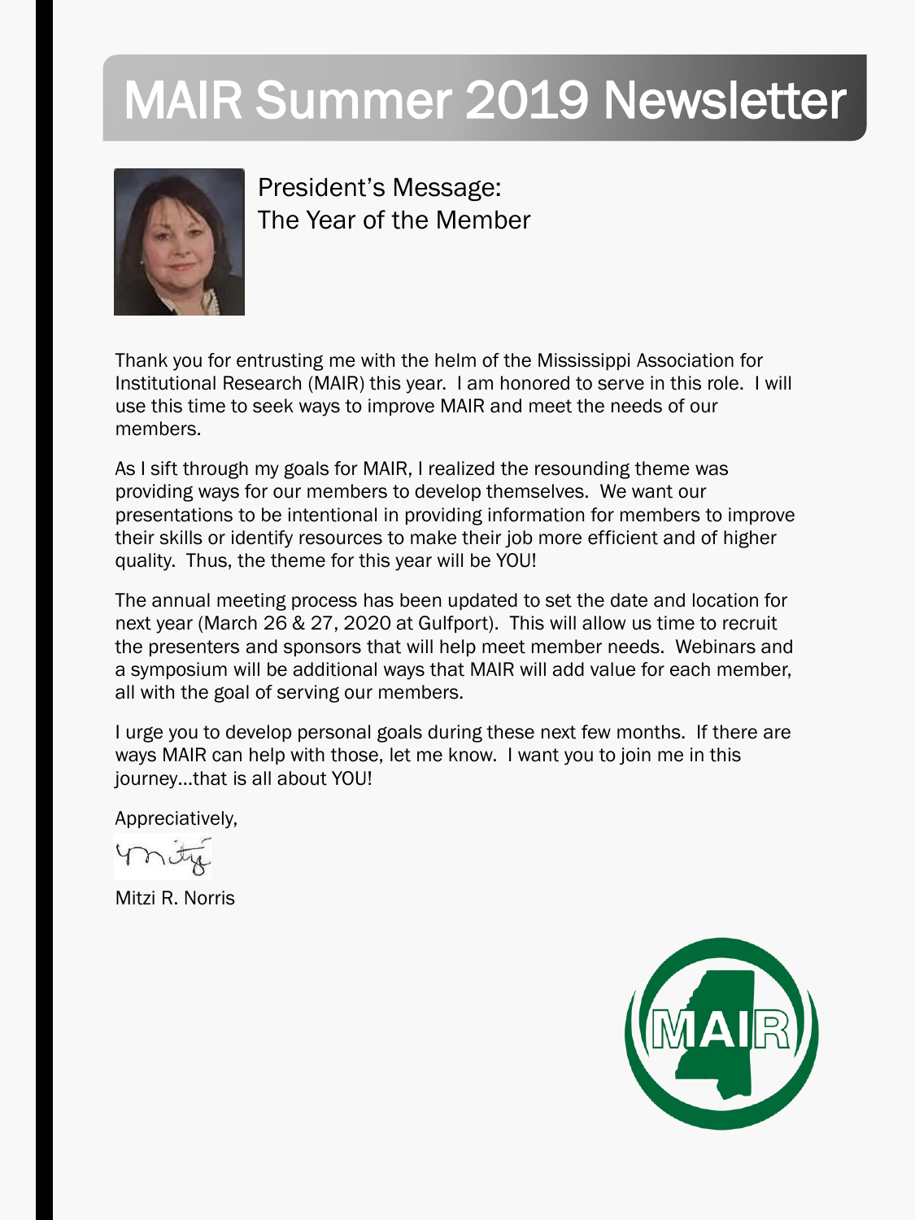# MAIR Summer 2019 Newsletter

## President's Message: The Year of the Member

Thank you for entrusting me with the helm of the Mississippi Association for Institutional Research (MAIR) this year. I am honored to serve in this role. I will use this time to seek ways to improve MAIR and meet the needs of our members.

As I sift through my goals for MAIR, I realized the resounding theme was providing ways for our members to develop themselves. We want our presentations to be intentional in providing information for members to improve their skills or identify resources to make their job more efficient and of higher quality. Thus, the theme for this year will be YOU!

The annual meeting process has been updated to set the date and location for next year (March 26 & 27, 2020 at Gulfport). This will allow us time to recruit the presenters and sponsors that will help meet member needs. Webinars and a symposium will be additional ways that MAIR will add value for each member, all with the goal of serving our members.

I urge you to develop personal goals during these next few months. If there are ways MAIR can help with those, let me know. I want you to join me in this journey...that is all about YOU!

Appreciatively,

Mitzi R. Norris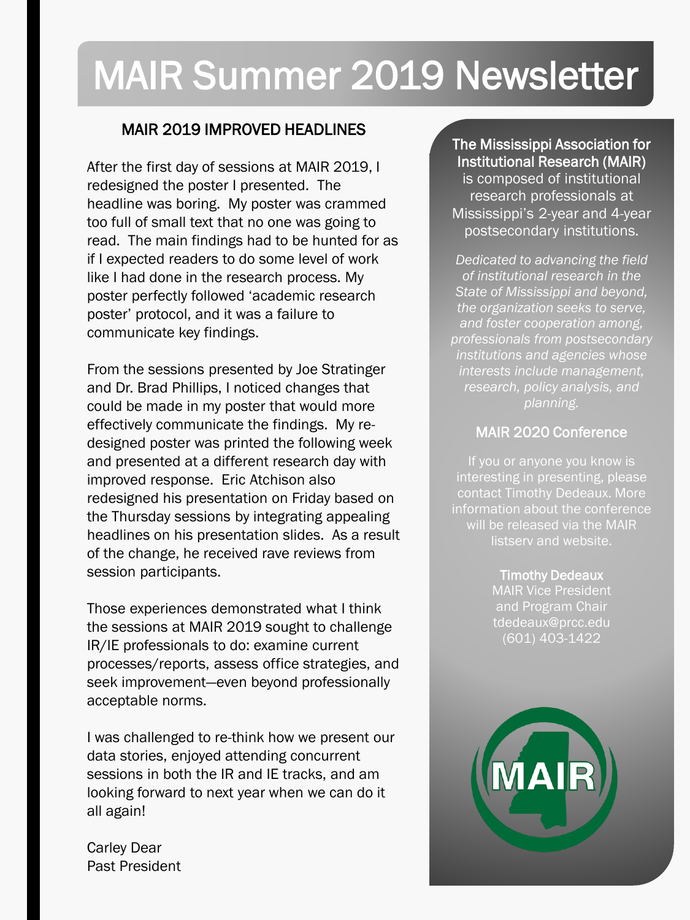# MAIR Summer 2019 Newsletter

## MAIR 2019 IMPROVED HEADLINES

After the first day of sessions at MAIR 2019, I redesigned the poster I presented. The headline was boring. My poster was crammed too full of small text that no one was going to read. The main findings had to be hunted for as if I expected readers to do some level of work like I had done in the research process. My poster perfectly followed 'academic research poster' protocol, and it was a failure to communicate key findings.

From the sessions presented by Joe Stratinger and Dr. Brad Phillips, I noticed changes that could be made in my poster that would more effectively communicate the findings. My re-designed poster was printed the following week and presented at a different research day with improved response. Eric Atchison also redesigned his presentation on Friday based on the Thursday sessions by integrating appealing headlines on his presentation slides. As a result of the change, he received rave reviews from session participants.

Those experiences demonstrated what I think the sessions at MAIR 2019 sought to challenge IR/IE professionals to do: examine current processes/reports, assess office strategies, and seek improvement—even beyond professionally acceptable norms.

I was challenged to re-think how we present our data stories, enjoyed attending concurrent sessions in both the IR and IE tracks, and am looking forward to next year when we can do it all again!

Carley Dear
Past President

**The Mississippi Association for Institutional Research (MAIR)** is composed of institutional research professionals at Mississippi's 2-year and 4-year postsecondary institutions.

*Dedicated to advancing the field of institutional research in the State of Mississippi and beyond, the organization seeks to serve, and foster cooperation among, professionals from postsecondary institutions and agencies whose interests include management, research, policy analysis, and planning.*

### MAIR 2020 Conference

If you or anyone you know is interesting in presenting, please contact Timothy Dedeaux. More information about the conference will be released via the MAIR listserv and website.

**Timothy Dedeaux**
MAIR Vice President and Program Chair
tdedeaux@prcc.edu
(601) 403-1422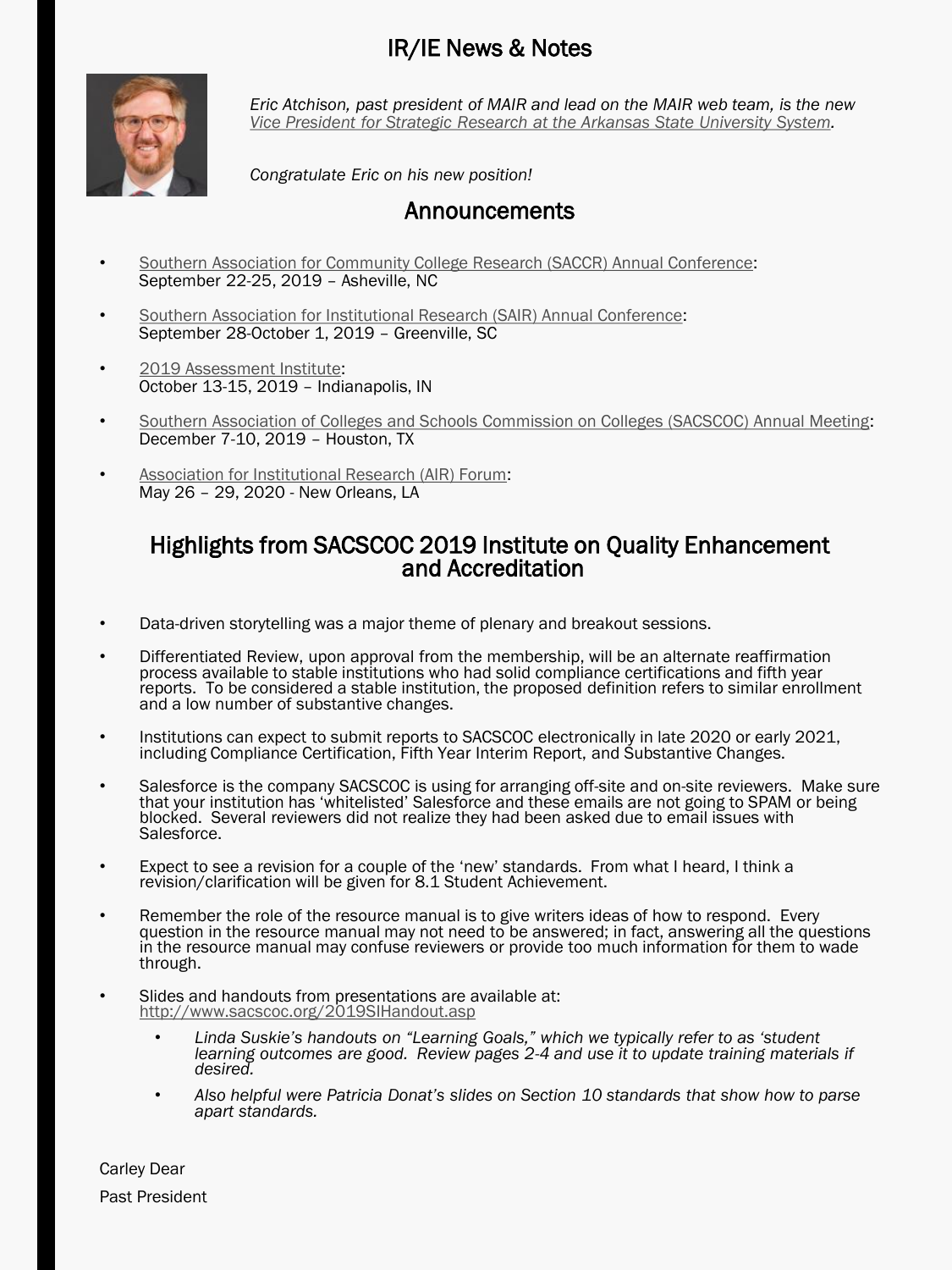# IR/IE News & Notes

*Eric Atchison, past president of MAIR and lead on the MAIR web team, is the new Vice President for Strategic Research at the Arkansas State University System.*

*Congratulate Eric on his new position!*

## Announcements

- Southern Association for Community College Research (SACCR) Annual Conference:
  September 22-25, 2019 – Asheville, NC
- Southern Association for Institutional Research (SAIR) Annual Conference:
  September 28-October 1, 2019 – Greenville, SC
- 2019 Assessment Institute:
  October 13-15, 2019 – Indianapolis, IN
- Southern Association of Colleges and Schools Commission on Colleges (SACSCOC) Annual Meeting:
  December 7-10, 2019 – Houston, TX
- Association for Institutional Research (AIR) Forum:
  May 26 – 29, 2020 - New Orleans, LA

## Highlights from SACSCOC 2019 Institute on Quality Enhancement and Accreditation

- Data-driven storytelling was a major theme of plenary and breakout sessions.
- Differentiated Review, upon approval from the membership, will be an alternate reaffirmation process available to stable institutions who had solid compliance certifications and fifth year reports. To be considered a stable institution, the proposed definition refers to similar enrollment and a low number of substantive changes.
- Institutions can expect to submit reports to SACSCOC electronically in late 2020 or early 2021, including Compliance Certification, Fifth Year Interim Report, and Substantive Changes.
- Salesforce is the company SACSCOC is using for arranging off-site and on-site reviewers. Make sure that your institution has 'whitelisted' Salesforce and these emails are not going to SPAM or being blocked. Several reviewers did not realize they had been asked due to email issues with Salesforce.
- Expect to see a revision for a couple of the 'new' standards. From what I heard, I think a revision/clarification will be given for 8.1 Student Achievement.
- Remember the role of the resource manual is to give writers ideas of how to respond. Every question in the resource manual may not need to be answered; in fact, answering all the questions in the resource manual may confuse reviewers or provide too much information for them to wade through.
- Slides and handouts from presentations are available at:
  http://www.sacscoc.org/2019SIHandout.asp
  - *Linda Suskie's handouts on "Learning Goals," which we typically refer to as 'student learning outcomes are good. Review pages 2-4 and use it to update training materials if desired.*
  - *Also helpful were Patricia Donat's slides on Section 10 standards that show how to parse apart standards.*

Carley Dear

Past President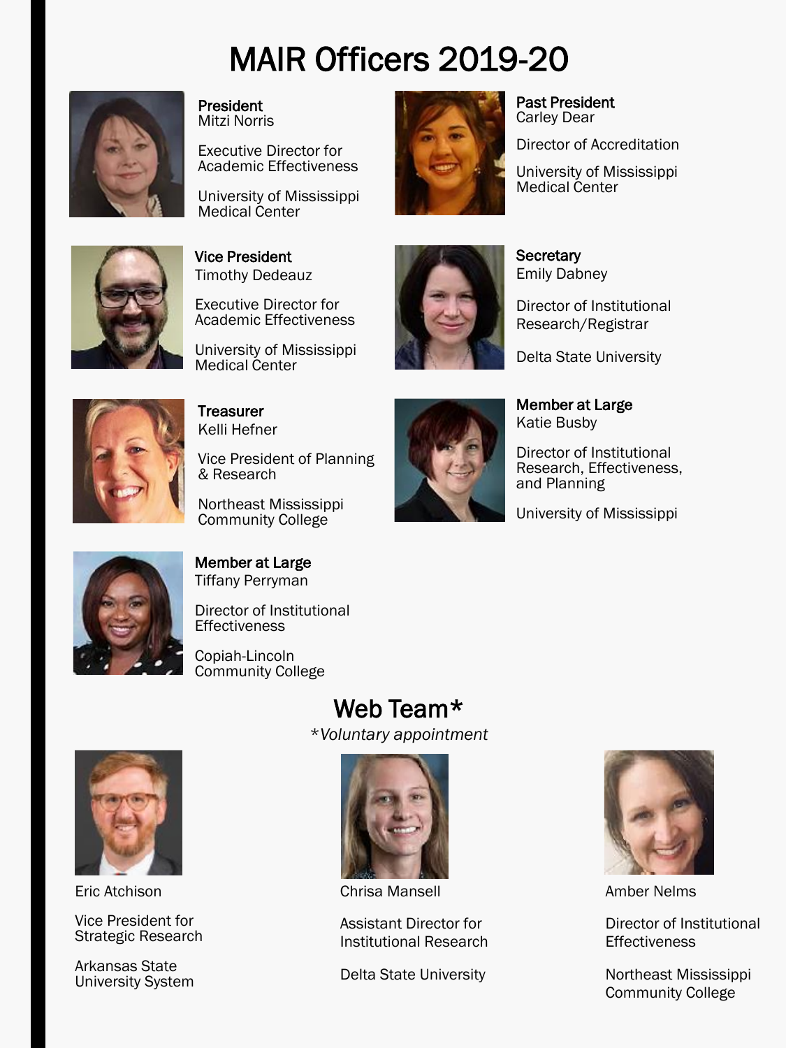# MAIR Officers 2019-20

**President**
Mitzi Norris

Executive Director for Academic Effectiveness

University of Mississippi Medical Center

**Past President**
Carley Dear

Director of Accreditation

University of Mississippi Medical Center

**Vice President**
Timothy Dedeaux

Executive Director for Academic Effectiveness

University of Mississippi Medical Center

**Secretary**
Emily Dabney

Director of Institutional Research/Registrar

Delta State University

**Treasurer**
Kelli Hefner

Vice President of Planning & Research

Northeast Mississippi Community College

**Member at Large**
Katie Busby

Director of Institutional Research, Effectiveness, and Planning

University of Mississippi

**Member at Large**
Tiffany Perryman

Director of Institutional Effectiveness

Copiah-Lincoln Community College

## Web Team*

*\*Voluntary appointment*

Eric Atchison

Vice President for Strategic Research

Arkansas State University System

Chrisa Mansell

Assistant Director for Institutional Research

Delta State University

Amber Nelms

Director of Institutional Effectiveness

Northeast Mississippi Community College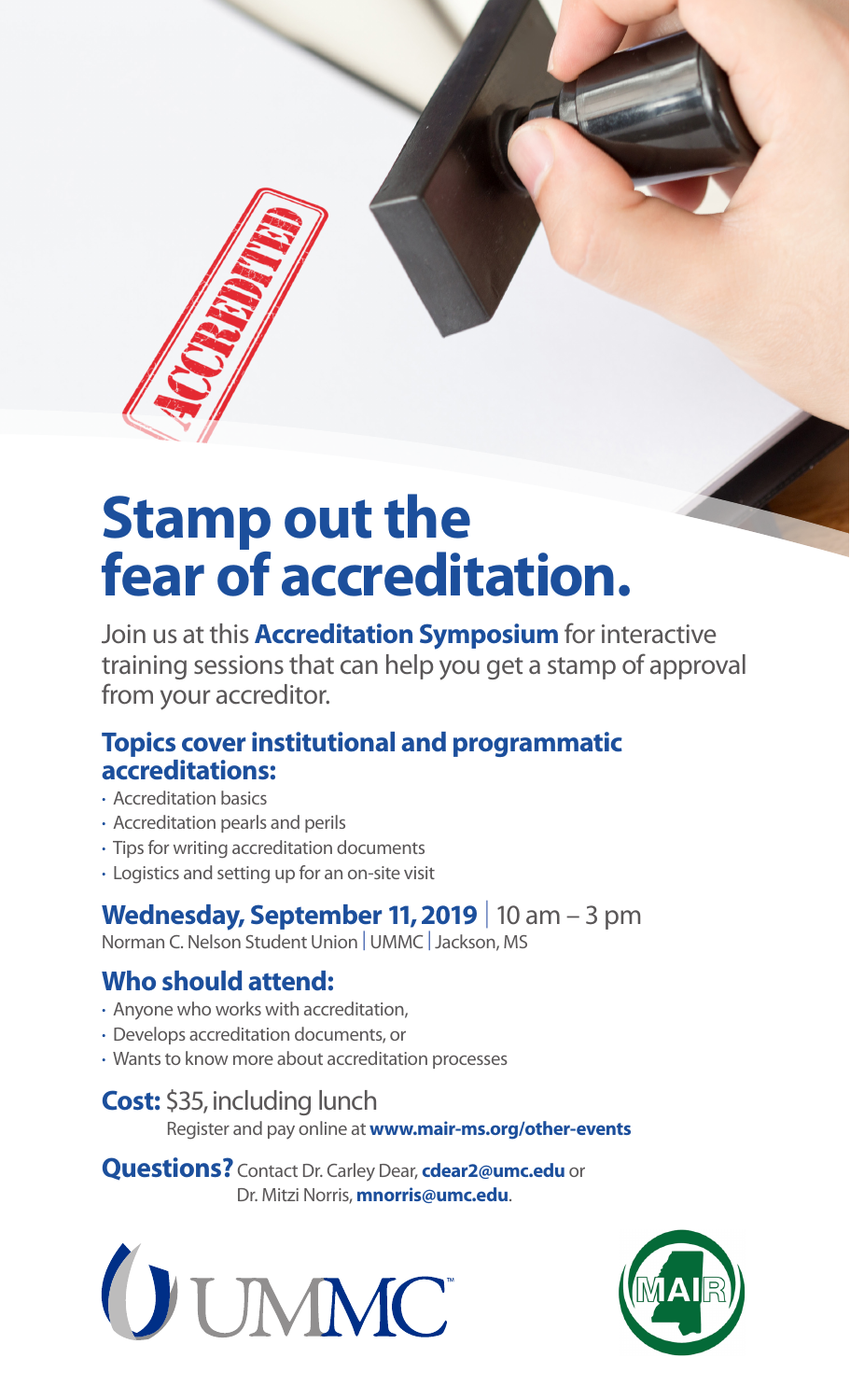# Stamp out the fear of accreditation.

Join us at this **Accreditation Symposium** for interactive training sessions that can help you get a stamp of approval from your accreditor.

## Topics cover institutional and programmatic accreditations:

- Accreditation basics
- Accreditation pearls and perils
- Tips for writing accreditation documents
- Logistics and setting up for an on-site visit

## Wednesday, September 11, 2019 | 10 am – 3 pm

Norman C. Nelson Student Union | UMMC | Jackson, MS

## Who should attend:

- Anyone who works with accreditation,
- Develops accreditation documents, or
- Wants to know more about accreditation processes

**Cost:** $35, including lunch

Register and pay online at **www.mair-ms.org/other-events**

**Questions?** Contact Dr. Carley Dear, **cdear2@umc.edu** or Dr. Mitzi Norris, **mnorris@umc.edu**.

UMMC

MAIR